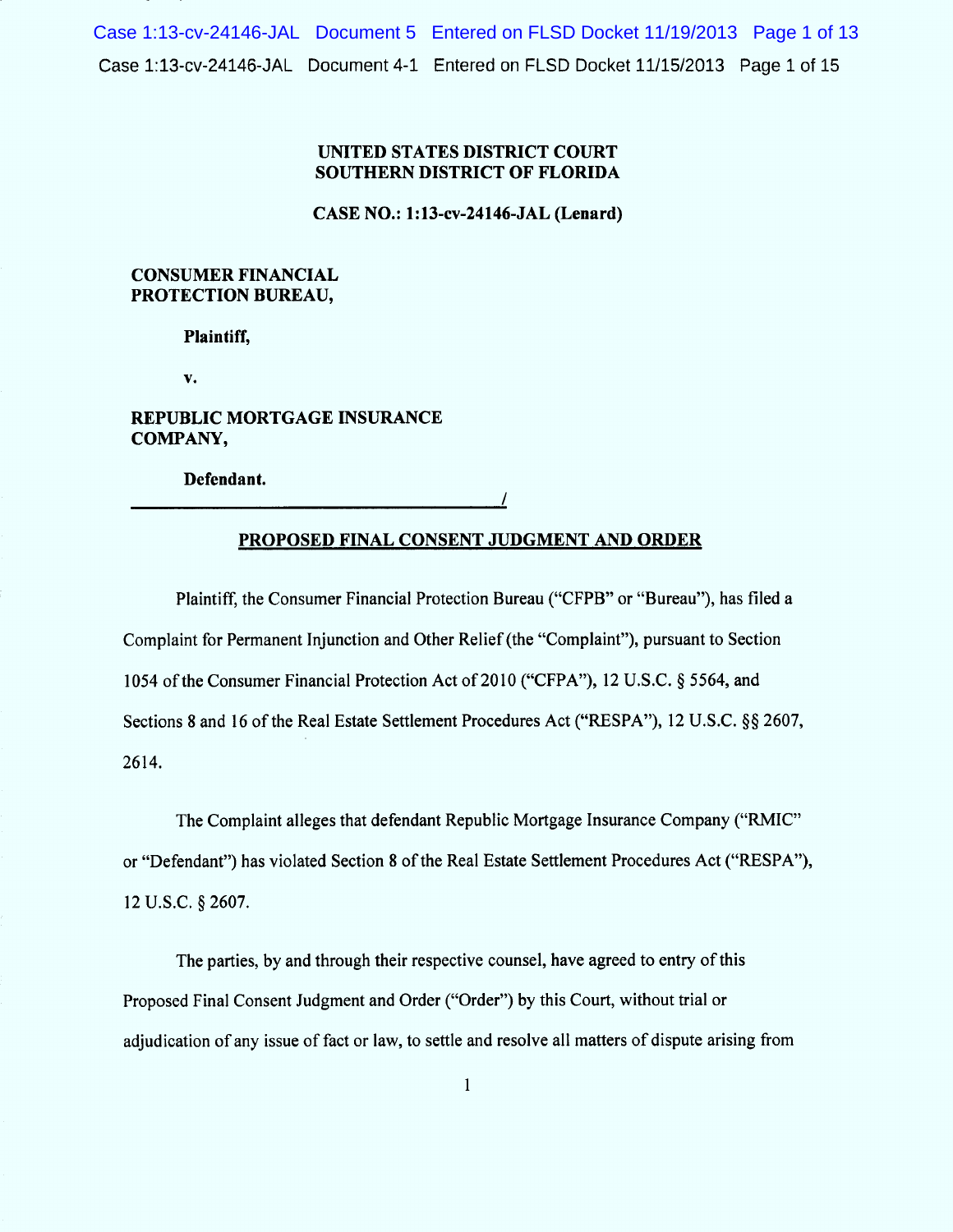UNITED STATES DISTRICT COURT
SOUTHERN DISTRICT OF FLORIDA

**CASE NO.: 1:13-cv-24146-JAL (Lenard)**

**CONSUMER FINANCIAL PROTECTION BUREAU,**

**Plaintiff,**

**v.**

**REPUBLIC MORTGAGE INSURANCE COMPANY,**

**Defendant.**

______________________________________/

## PROPOSED FINAL CONSENT JUDGMENT AND ORDER

Plaintiff, the Consumer Financial Protection Bureau ("CFPB" or "Bureau"), has filed a Complaint for Permanent Injunction and Other Relief (the "Complaint"), pursuant to Section 1054 of the Consumer Financial Protection Act of 2010 ("CFPA"), 12 U.S.C. § 5564, and Sections 8 and 16 of the Real Estate Settlement Procedures Act ("RESPA"), 12 U.S.C. §§ 2607, 2614.

The Complaint alleges that defendant Republic Mortgage Insurance Company ("RMIC" or "Defendant") has violated Section 8 of the Real Estate Settlement Procedures Act ("RESPA"), 12 U.S.C. § 2607.

The parties, by and through their respective counsel, have agreed to entry of this Proposed Final Consent Judgment and Order ("Order") by this Court, without trial or adjudication of any issue of fact or law, to settle and resolve all matters of dispute arising from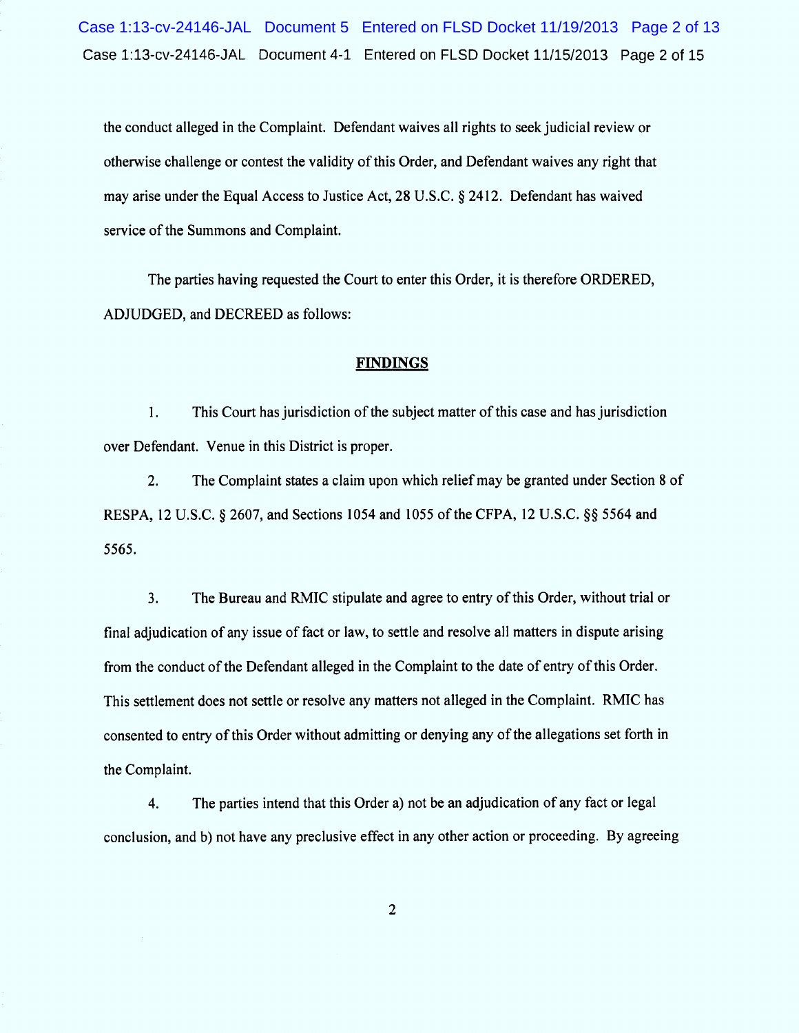the conduct alleged in the Complaint. Defendant waives all rights to seek judicial review or otherwise challenge or contest the validity of this Order, and Defendant waives any right that may arise under the Equal Access to Justice Act, 28 U.S.C. § 2412. Defendant has waived service of the Summons and Complaint.

The parties having requested the Court to enter this Order, it is therefore ORDERED, ADJUDGED, and DECREED as follows:

## FINDINGS

1. This Court has jurisdiction of the subject matter of this case and has jurisdiction over Defendant. Venue in this District is proper.

2. The Complaint states a claim upon which relief may be granted under Section 8 of RESPA, 12 U.S.C. § 2607, and Sections 1054 and 1055 of the CFPA, 12 U.S.C. §§ 5564 and 5565.

3. The Bureau and RMIC stipulate and agree to entry of this Order, without trial or final adjudication of any issue of fact or law, to settle and resolve all matters in dispute arising from the conduct of the Defendant alleged in the Complaint to the date of entry of this Order. This settlement does not settle or resolve any matters not alleged in the Complaint. RMIC has consented to entry of this Order without admitting or denying any of the allegations set forth in the Complaint.

4. The parties intend that this Order a) not be an adjudication of any fact or legal conclusion, and b) not have any preclusive effect in any other action or proceeding. By agreeing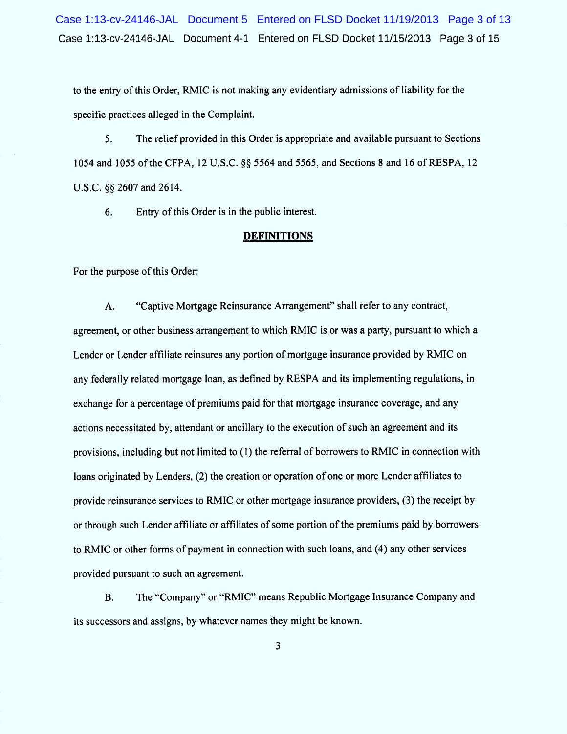to the entry of this Order, RMIC is not making any evidentiary admissions of liability for the specific practices alleged in the Complaint.

5. The relief provided in this Order is appropriate and available pursuant to Sections 1054 and 1055 of the CFPA, 12 U.S.C. §§ 5564 and 5565, and Sections 8 and 16 of RESPA, 12 U.S.C. §§ 2607 and 2614.

6. Entry of this Order is in the public interest.

## DEFINITIONS

For the purpose of this Order:

A. "Captive Mortgage Reinsurance Arrangement" shall refer to any contract, agreement, or other business arrangement to which RMIC is or was a party, pursuant to which a Lender or Lender affiliate reinsures any portion of mortgage insurance provided by RMIC on any federally related mortgage loan, as defined by RESPA and its implementing regulations, in exchange for a percentage of premiums paid for that mortgage insurance coverage, and any actions necessitated by, attendant or ancillary to the execution of such an agreement and its provisions, including but not limited to (1) the referral of borrowers to RMIC in connection with loans originated by Lenders, (2) the creation or operation of one or more Lender affiliates to provide reinsurance services to RMIC or other mortgage insurance providers, (3) the receipt by or through such Lender affiliate or affiliates of some portion of the premiums paid by borrowers to RMIC or other forms of payment in connection with such loans, and (4) any other services provided pursuant to such an agreement.

B. The "Company" or "RMIC" means Republic Mortgage Insurance Company and its successors and assigns, by whatever names they might be known.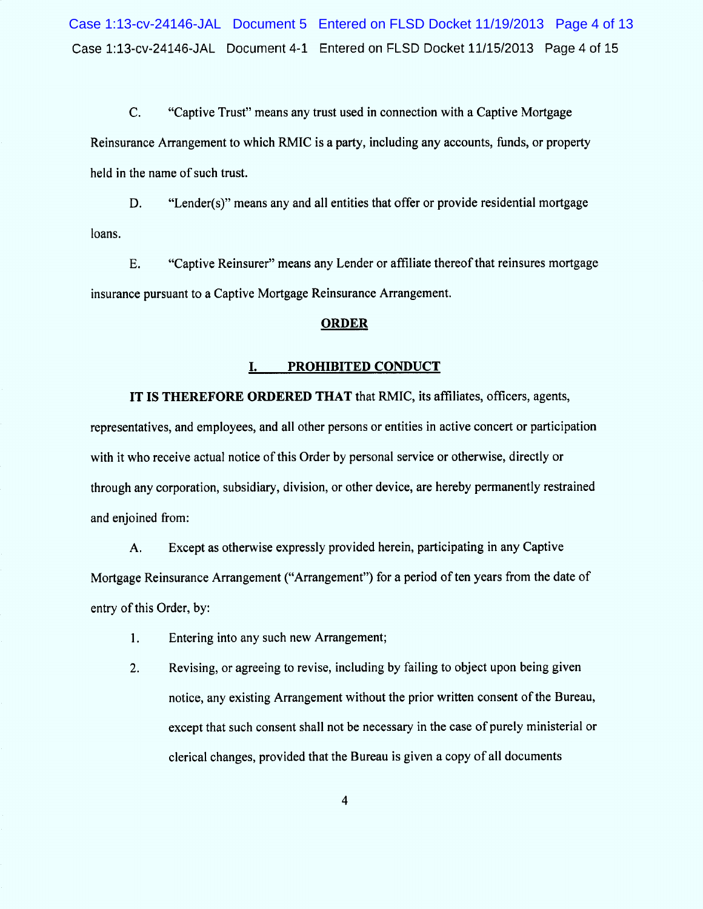C. "Captive Trust" means any trust used in connection with a Captive Mortgage Reinsurance Arrangement to which RMIC is a party, including any accounts, funds, or property held in the name of such trust.

D. "Lender(s)" means any and all entities that offer or provide residential mortgage loans.

E. "Captive Reinsurer" means any Lender or affiliate thereof that reinsures mortgage insurance pursuant to a Captive Mortgage Reinsurance Arrangement.

## ORDER

### I. PROHIBITED CONDUCT

**IT IS THEREFORE ORDERED THAT** that RMIC, its affiliates, officers, agents, representatives, and employees, and all other persons or entities in active concert or participation with it who receive actual notice of this Order by personal service or otherwise, directly or through any corporation, subsidiary, division, or other device, are hereby permanently restrained and enjoined from:

A. Except as otherwise expressly provided herein, participating in any Captive Mortgage Reinsurance Arrangement ("Arrangement") for a period of ten years from the date of entry of this Order, by:

1. Entering into any such new Arrangement;

2. Revising, or agreeing to revise, including by failing to object upon being given notice, any existing Arrangement without the prior written consent of the Bureau, except that such consent shall not be necessary in the case of purely ministerial or clerical changes, provided that the Bureau is given a copy of all documents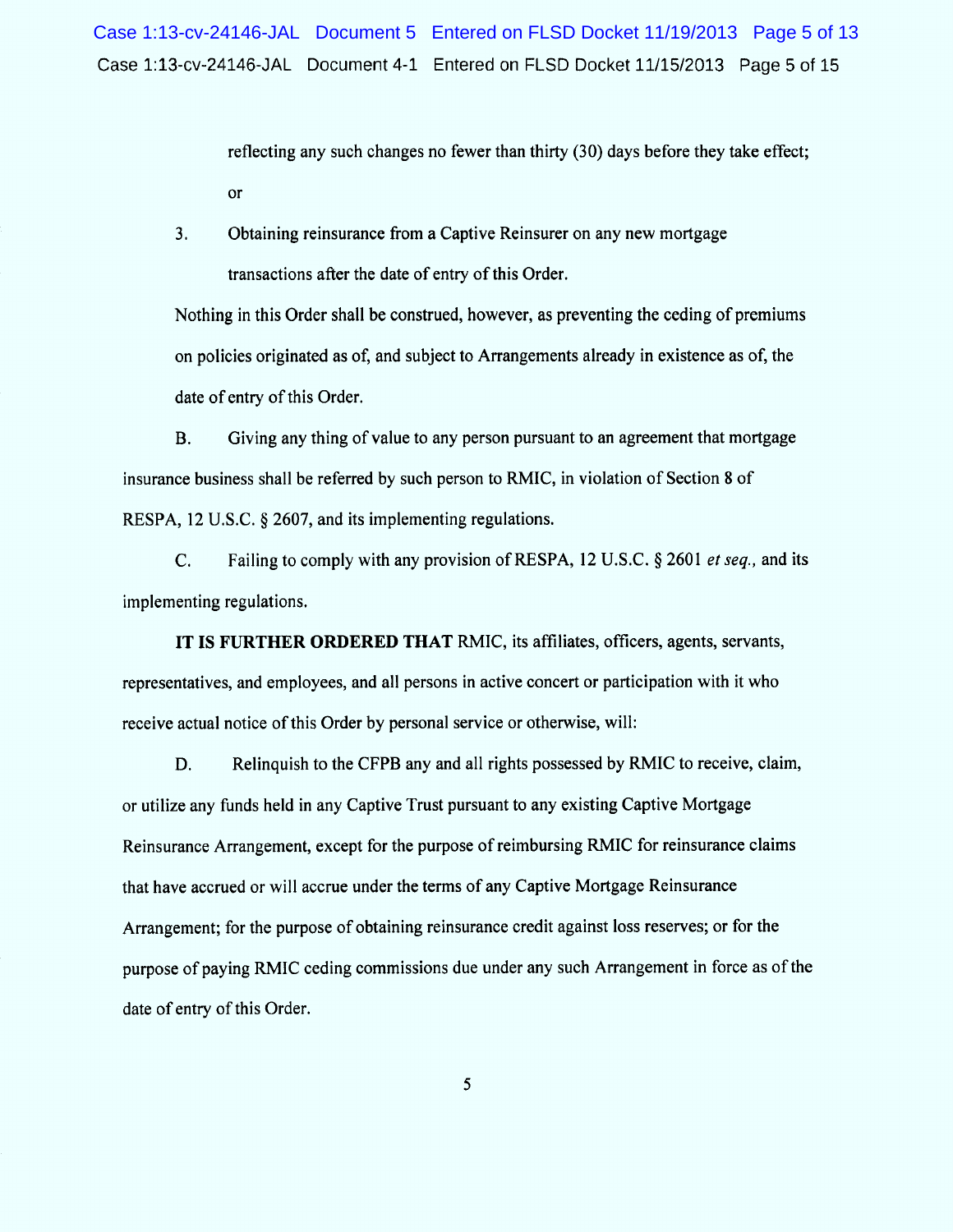reflecting any such changes no fewer than thirty (30) days before they take effect; or

3. Obtaining reinsurance from a Captive Reinsurer on any new mortgage transactions after the date of entry of this Order.

Nothing in this Order shall be construed, however, as preventing the ceding of premiums on policies originated as of, and subject to Arrangements already in existence as of, the date of entry of this Order.

B. Giving any thing of value to any person pursuant to an agreement that mortgage insurance business shall be referred by such person to RMIC, in violation of Section 8 of RESPA, 12 U.S.C. § 2607, and its implementing regulations.

C. Failing to comply with any provision of RESPA, 12 U.S.C. § 2601 *et seq.,* and its implementing regulations.

**IT IS FURTHER ORDERED THAT** RMIC, its affiliates, officers, agents, servants, representatives, and employees, and all persons in active concert or participation with it who receive actual notice of this Order by personal service or otherwise, will:

D. Relinquish to the CFPB any and all rights possessed by RMIC to receive, claim, or utilize any funds held in any Captive Trust pursuant to any existing Captive Mortgage Reinsurance Arrangement, except for the purpose of reimbursing RMIC for reinsurance claims that have accrued or will accrue under the terms of any Captive Mortgage Reinsurance Arrangement; for the purpose of obtaining reinsurance credit against loss reserves; or for the purpose of paying RMIC ceding commissions due under any such Arrangement in force as of the date of entry of this Order.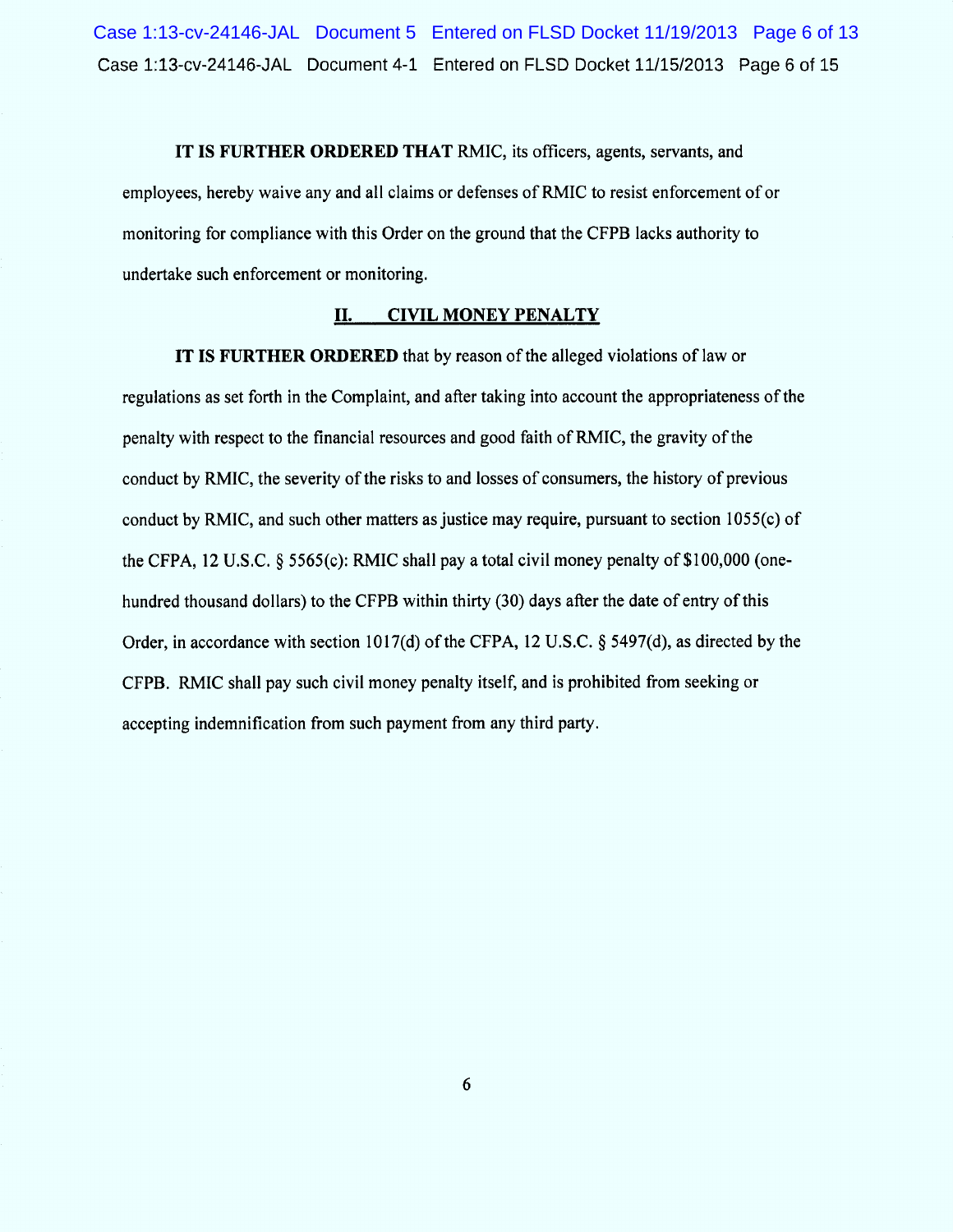**IT IS FURTHER ORDERED THAT** RMIC, its officers, agents, servants, and employees, hereby waive any and all claims or defenses of RMIC to resist enforcement of or monitoring for compliance with this Order on the ground that the CFPB lacks authority to undertake such enforcement or monitoring.

## II. CIVIL MONEY PENALTY

**IT IS FURTHER ORDERED** that by reason of the alleged violations of law or regulations as set forth in the Complaint, and after taking into account the appropriateness of the penalty with respect to the financial resources and good faith of RMIC, the gravity of the conduct by RMIC, the severity of the risks to and losses of consumers, the history of previous conduct by RMIC, and such other matters as justice may require, pursuant to section 1055(c) of the CFPA, 12 U.S.C. § 5565(c): RMIC shall pay a total civil money penalty of $100,000 (one-hundred thousand dollars) to the CFPB within thirty (30) days after the date of entry of this Order, in accordance with section 1017(d) of the CFPA, 12 U.S.C. § 5497(d), as directed by the CFPB. RMIC shall pay such civil money penalty itself, and is prohibited from seeking or accepting indemnification from such payment from any third party.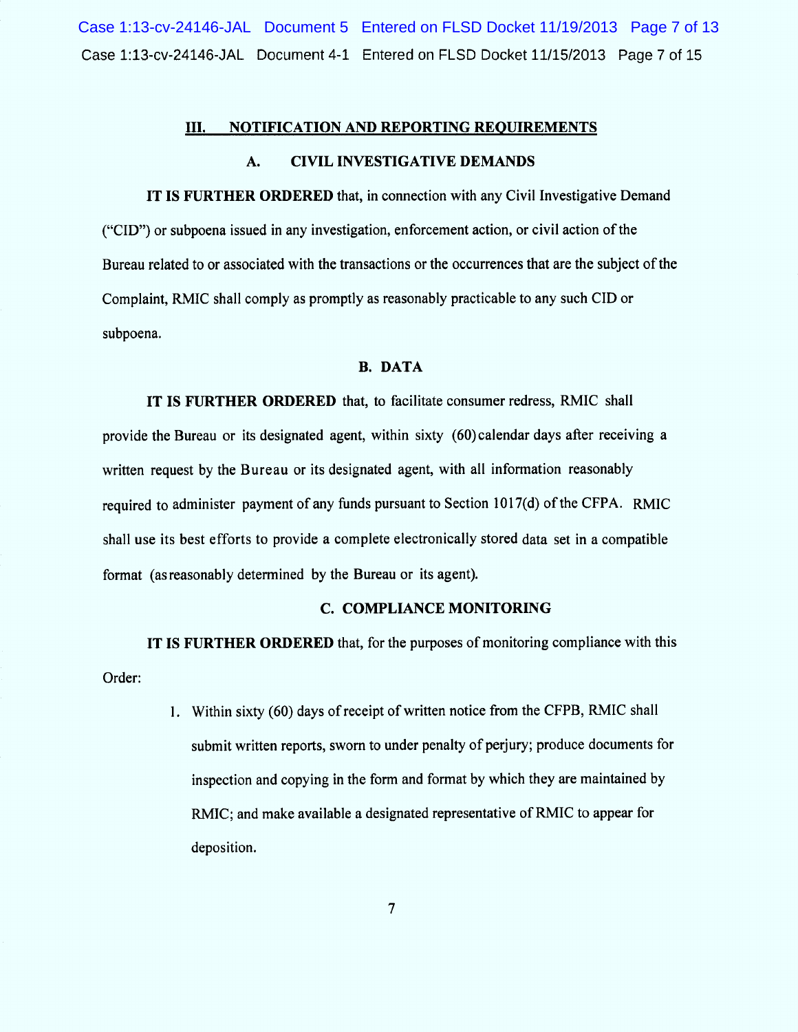## III. NOTIFICATION AND REPORTING REQUIREMENTS

### A. CIVIL INVESTIGATIVE DEMANDS

**IT IS FURTHER ORDERED** that, in connection with any Civil Investigative Demand ("CID") or subpoena issued in any investigation, enforcement action, or civil action of the Bureau related to or associated with the transactions or the occurrences that are the subject of the Complaint, RMIC shall comply as promptly as reasonably practicable to any such CID or subpoena.

### B. DATA

**IT IS FURTHER ORDERED** that, to facilitate consumer redress, RMIC shall provide the Bureau or its designated agent, within sixty (60) calendar days after receiving a written request by the Bureau or its designated agent, with all information reasonably required to administer payment of any funds pursuant to Section 1017(d) of the CFPA. RMIC shall use its best efforts to provide a complete electronically stored data set in a compatible format (as reasonably determined by the Bureau or its agent).

### C. COMPLIANCE MONITORING

**IT IS FURTHER ORDERED** that, for the purposes of monitoring compliance with this Order:

1. Within sixty (60) days of receipt of written notice from the CFPB, RMIC shall submit written reports, sworn to under penalty of perjury; produce documents for inspection and copying in the form and format by which they are maintained by RMIC; and make available a designated representative of RMIC to appear for deposition.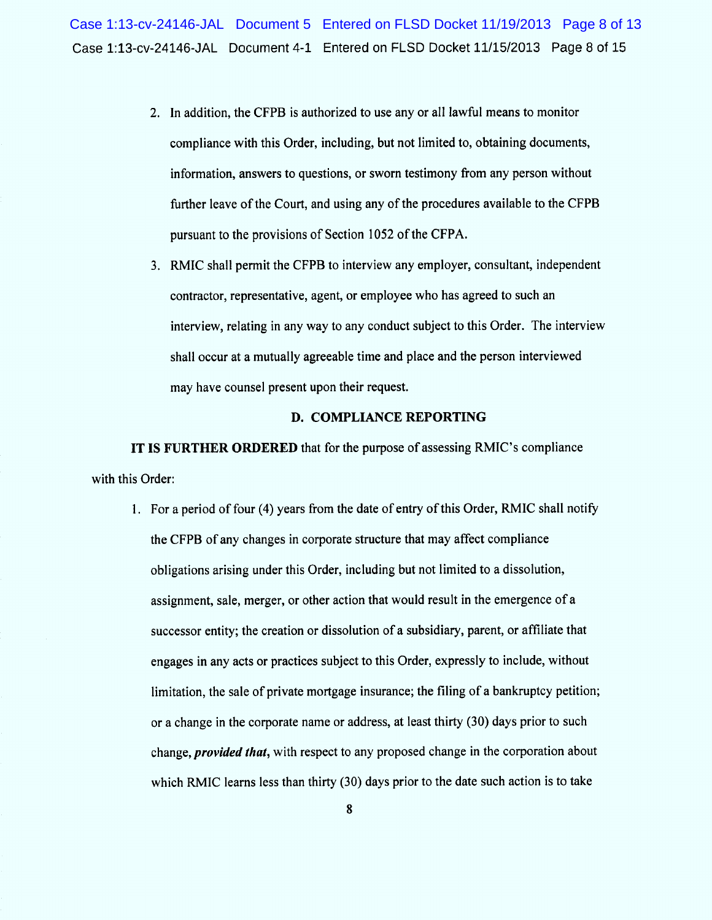2. In addition, the CFPB is authorized to use any or all lawful means to monitor compliance with this Order, including, but not limited to, obtaining documents, information, answers to questions, or sworn testimony from any person without further leave of the Court, and using any of the procedures available to the CFPB pursuant to the provisions of Section 1052 of the CFPA.

3. RMIC shall permit the CFPB to interview any employer, consultant, independent contractor, representative, agent, or employee who has agreed to such an interview, relating in any way to any conduct subject to this Order. The interview shall occur at a mutually agreeable time and place and the person interviewed may have counsel present upon their request.

## D. COMPLIANCE REPORTING

**IT IS FURTHER ORDERED** that for the purpose of assessing RMIC's compliance with this Order:

1. For a period of four (4) years from the date of entry of this Order, RMIC shall notify the CFPB of any changes in corporate structure that may affect compliance obligations arising under this Order, including but not limited to a dissolution, assignment, sale, merger, or other action that would result in the emergence of a successor entity; the creation or dissolution of a subsidiary, parent, or affiliate that engages in any acts or practices subject to this Order, expressly to include, without limitation, the sale of private mortgage insurance; the filing of a bankruptcy petition; or a change in the corporate name or address, at least thirty (30) days prior to such change, ***provided that***, with respect to any proposed change in the corporation about which RMIC learns less than thirty (30) days prior to the date such action is to take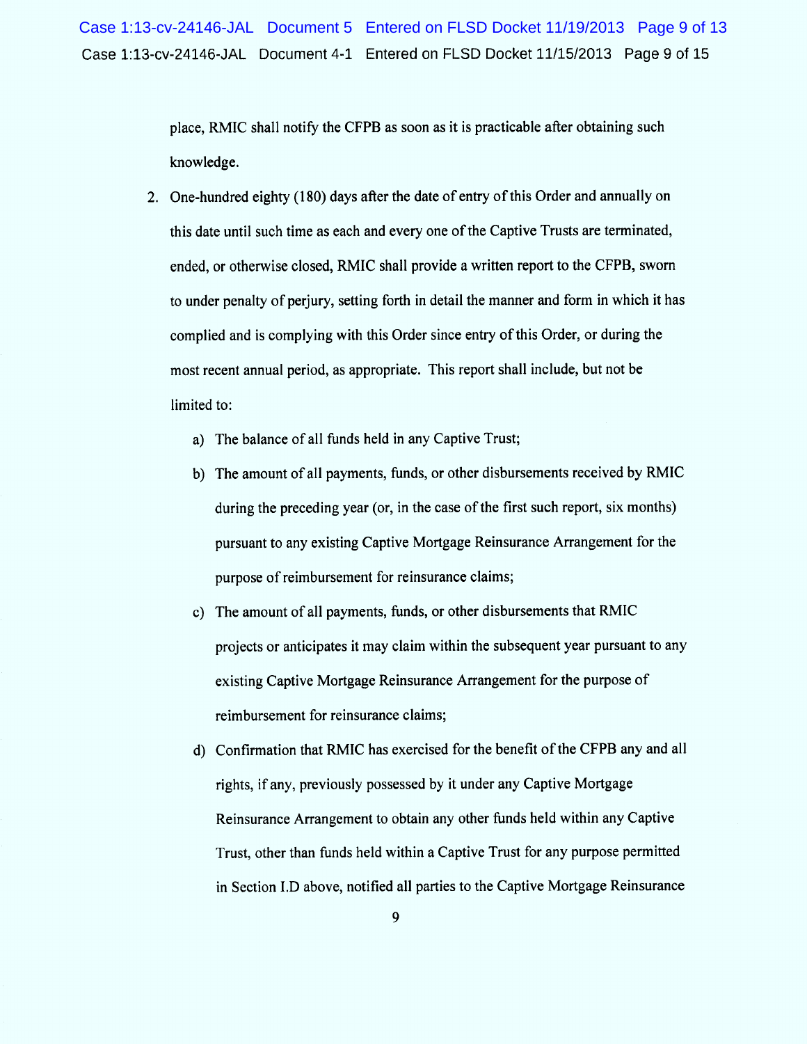place, RMIC shall notify the CFPB as soon as it is practicable after obtaining such knowledge.

2. One-hundred eighty (180) days after the date of entry of this Order and annually on this date until such time as each and every one of the Captive Trusts are terminated, ended, or otherwise closed, RMIC shall provide a written report to the CFPB, sworn to under penalty of perjury, setting forth in detail the manner and form in which it has complied and is complying with this Order since entry of this Order, or during the most recent annual period, as appropriate. This report shall include, but not be limited to:

   a) The balance of all funds held in any Captive Trust;

   b) The amount of all payments, funds, or other disbursements received by RMIC during the preceding year (or, in the case of the first such report, six months) pursuant to any existing Captive Mortgage Reinsurance Arrangement for the purpose of reimbursement for reinsurance claims;

   c) The amount of all payments, funds, or other disbursements that RMIC projects or anticipates it may claim within the subsequent year pursuant to any existing Captive Mortgage Reinsurance Arrangement for the purpose of reimbursement for reinsurance claims;

   d) Confirmation that RMIC has exercised for the benefit of the CFPB any and all rights, if any, previously possessed by it under any Captive Mortgage Reinsurance Arrangement to obtain any other funds held within any Captive Trust, other than funds held within a Captive Trust for any purpose permitted in Section I.D above, notified all parties to the Captive Mortgage Reinsurance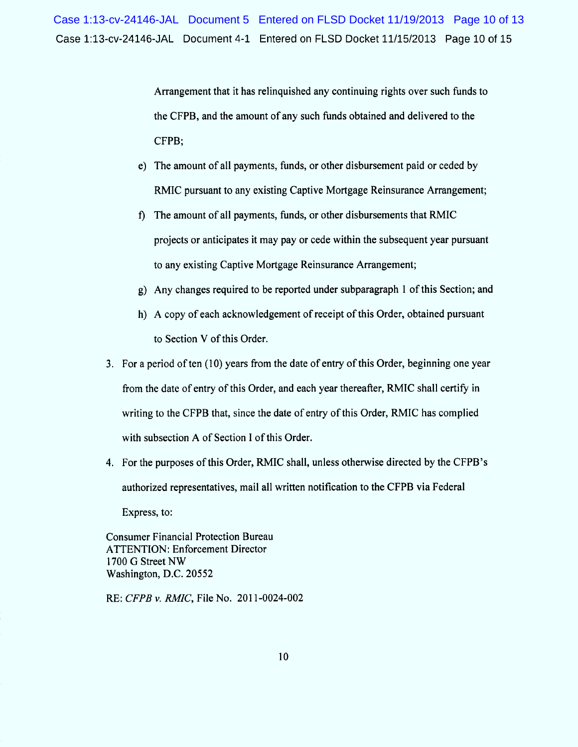Arrangement that it has relinquished any continuing rights over such funds to the CFPB, and the amount of any such funds obtained and delivered to the CFPB;

e) The amount of all payments, funds, or other disbursement paid or ceded by RMIC pursuant to any existing Captive Mortgage Reinsurance Arrangement;

f) The amount of all payments, funds, or other disbursements that RMIC projects or anticipates it may pay or cede within the subsequent year pursuant to any existing Captive Mortgage Reinsurance Arrangement;

g) Any changes required to be reported under subparagraph 1 of this Section; and

h) A copy of each acknowledgement of receipt of this Order, obtained pursuant to Section V of this Order.

3. For a period of ten (10) years from the date of entry of this Order, beginning one year from the date of entry of this Order, and each year thereafter, RMIC shall certify in writing to the CFPB that, since the date of entry of this Order, RMIC has complied with subsection A of Section I of this Order.

4. For the purposes of this Order, RMIC shall, unless otherwise directed by the CFPB's authorized representatives, mail all written notification to the CFPB via Federal Express, to:

Consumer Financial Protection Bureau
ATTENTION: Enforcement Director
1700 G Street NW
Washington, D.C. 20552

RE: *CFPB v. RMIC*, File No. 2011-0024-002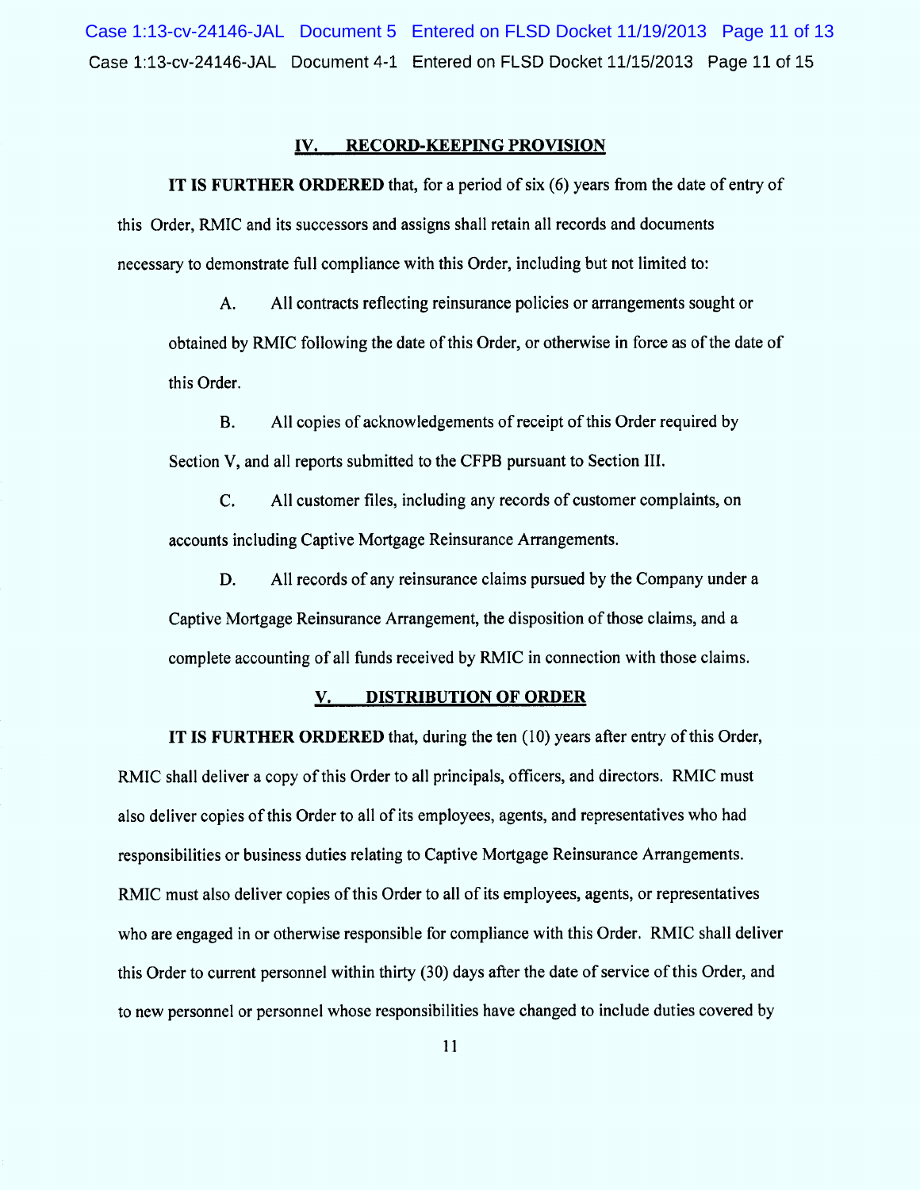## IV. RECORD-KEEPING PROVISION

**IT IS FURTHER ORDERED** that, for a period of six (6) years from the date of entry of this Order, RMIC and its successors and assigns shall retain all records and documents necessary to demonstrate full compliance with this Order, including but not limited to:

A. All contracts reflecting reinsurance policies or arrangements sought or obtained by RMIC following the date of this Order, or otherwise in force as of the date of this Order.

B. All copies of acknowledgements of receipt of this Order required by Section V, and all reports submitted to the CFPB pursuant to Section III.

C. All customer files, including any records of customer complaints, on accounts including Captive Mortgage Reinsurance Arrangements.

D. All records of any reinsurance claims pursued by the Company under a Captive Mortgage Reinsurance Arrangement, the disposition of those claims, and a complete accounting of all funds received by RMIC in connection with those claims.

## V. DISTRIBUTION OF ORDER

**IT IS FURTHER ORDERED** that, during the ten (10) years after entry of this Order, RMIC shall deliver a copy of this Order to all principals, officers, and directors. RMIC must also deliver copies of this Order to all of its employees, agents, and representatives who had responsibilities or business duties relating to Captive Mortgage Reinsurance Arrangements. RMIC must also deliver copies of this Order to all of its employees, agents, or representatives who are engaged in or otherwise responsible for compliance with this Order. RMIC shall deliver this Order to current personnel within thirty (30) days after the date of service of this Order, and to new personnel or personnel whose responsibilities have changed to include duties covered by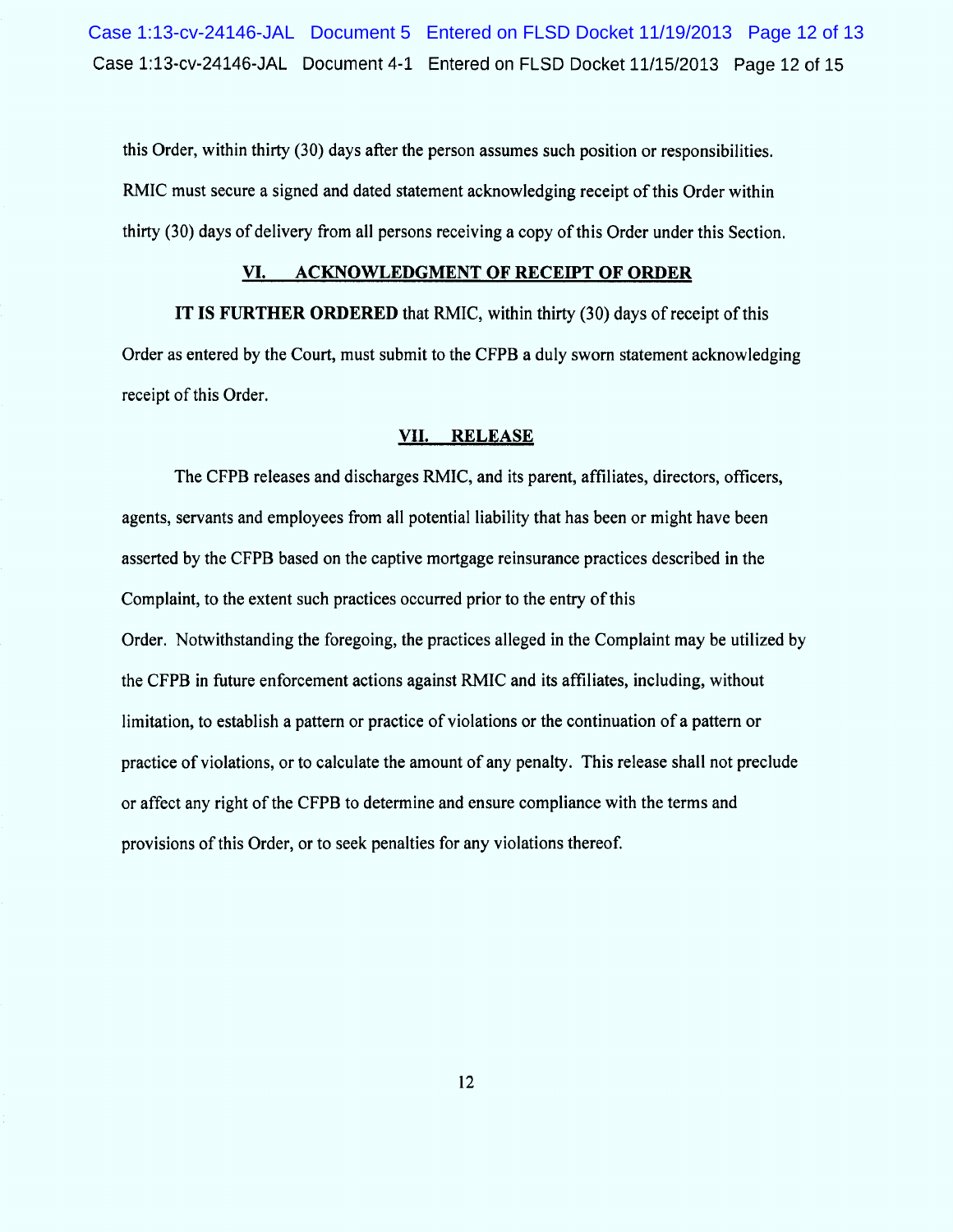this Order, within thirty (30) days after the person assumes such position or responsibilities. RMIC must secure a signed and dated statement acknowledging receipt of this Order within thirty (30) days of delivery from all persons receiving a copy of this Order under this Section.

## VI. ACKNOWLEDGMENT OF RECEIPT OF ORDER

**IT IS FURTHER ORDERED** that RMIC, within thirty (30) days of receipt of this Order as entered by the Court, must submit to the CFPB a duly sworn statement acknowledging receipt of this Order.

## VII. RELEASE

The CFPB releases and discharges RMIC, and its parent, affiliates, directors, officers, agents, servants and employees from all potential liability that has been or might have been asserted by the CFPB based on the captive mortgage reinsurance practices described in the Complaint, to the extent such practices occurred prior to the entry of this Order. Notwithstanding the foregoing, the practices alleged in the Complaint may be utilized by the CFPB in future enforcement actions against RMIC and its affiliates, including, without limitation, to establish a pattern or practice of violations or the continuation of a pattern or practice of violations, or to calculate the amount of any penalty. This release shall not preclude or affect any right of the CFPB to determine and ensure compliance with the terms and provisions of this Order, or to seek penalties for any violations thereof.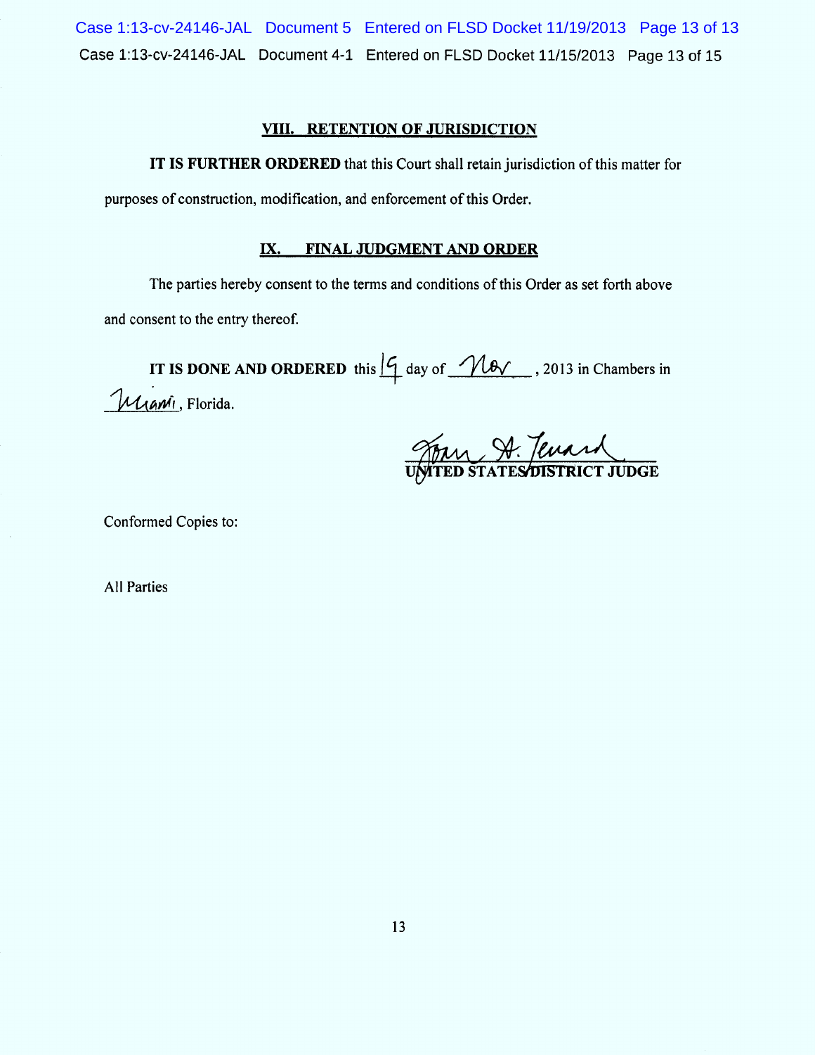## VIII. RETENTION OF JURISDICTION

**IT IS FURTHER ORDERED** that this Court shall retain jurisdiction of this matter for purposes of construction, modification, and enforcement of this Order.

## IX. FINAL JUDGMENT AND ORDER

The parties hereby consent to the terms and conditions of this Order as set forth above and consent to the entry thereof.

**IT IS DONE AND ORDERED** this 19 day of Nov, 2013 in Chambers in Miami, Florida.

Joan A. Lenard
**UNITED STATES DISTRICT JUDGE**

Conformed Copies to:

All Parties